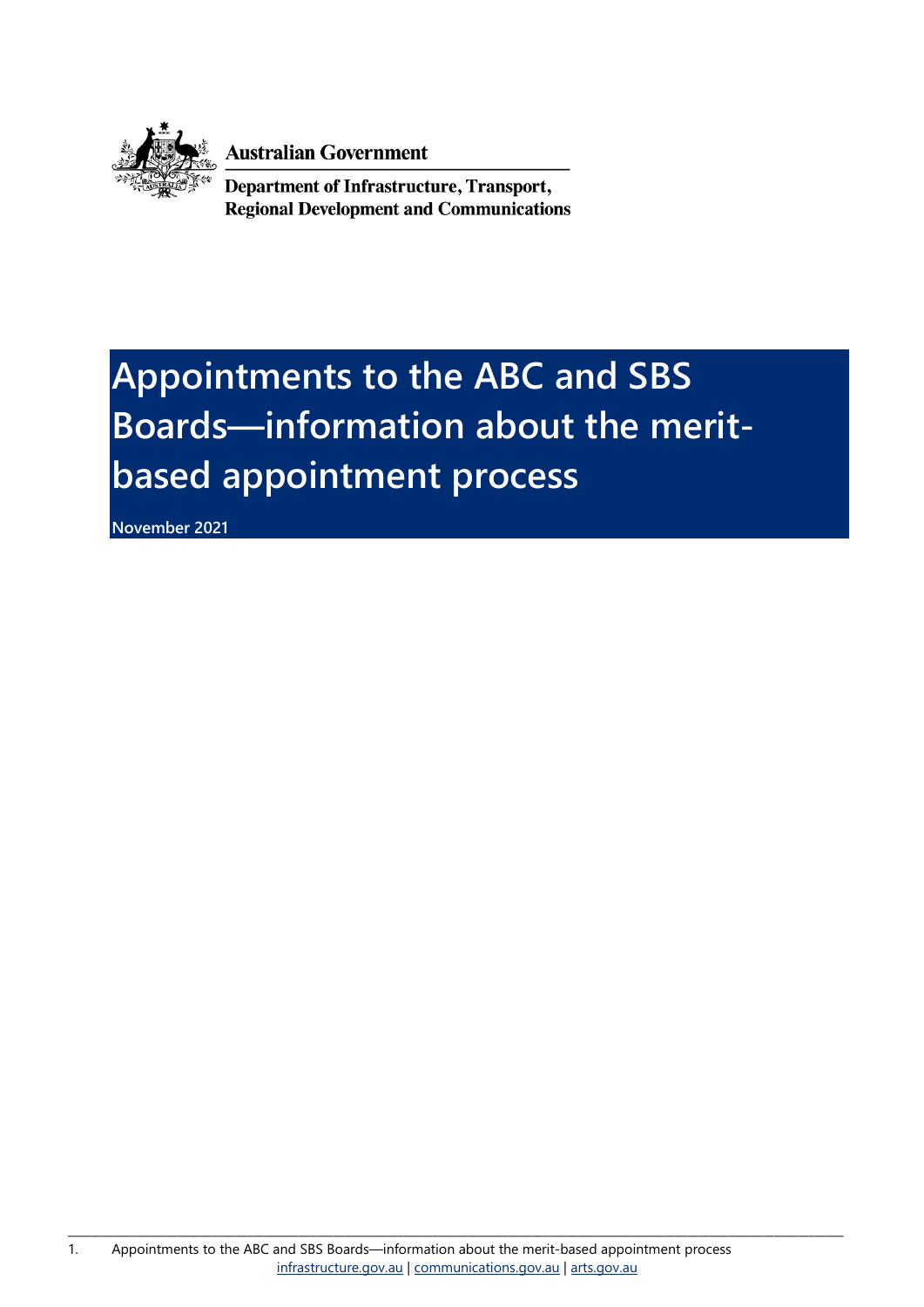Australian Government

Department of Infrastructure, Transport, Regional Development and Communications

# Appointments to the ABC and SBS Boards—information about the merit-based appointment process

November 2021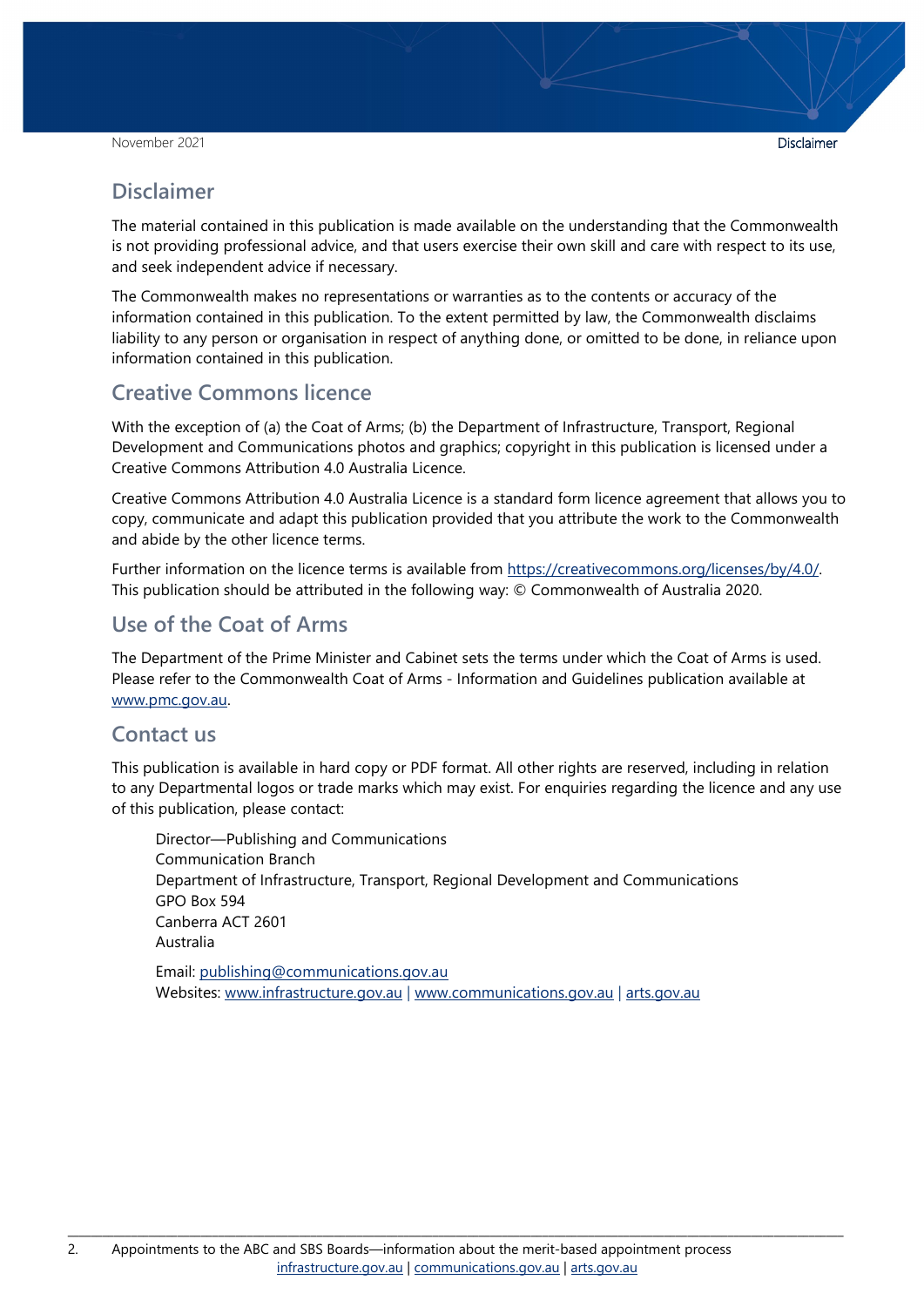## Disclaimer

The material contained in this publication is made available on the understanding that the Commonwealth is not providing professional advice, and that users exercise their own skill and care with respect to its use, and seek independent advice if necessary.

The Commonwealth makes no representations or warranties as to the contents or accuracy of the information contained in this publication. To the extent permitted by law, the Commonwealth disclaims liability to any person or organisation in respect of anything done, or omitted to be done, in reliance upon information contained in this publication.

## Creative Commons licence

With the exception of (a) the Coat of Arms; (b) the Department of Infrastructure, Transport, Regional Development and Communications photos and graphics; copyright in this publication is licensed under a Creative Commons Attribution 4.0 Australia Licence.

Creative Commons Attribution 4.0 Australia Licence is a standard form licence agreement that allows you to copy, communicate and adapt this publication provided that you attribute the work to the Commonwealth and abide by the other licence terms.

Further information on the licence terms is available from https://creativecommons.org/licenses/by/4.0/. This publication should be attributed in the following way: © Commonwealth of Australia 2020.

## Use of the Coat of Arms

The Department of the Prime Minister and Cabinet sets the terms under which the Coat of Arms is used. Please refer to the Commonwealth Coat of Arms - Information and Guidelines publication available at www.pmc.gov.au.

## Contact us

This publication is available in hard copy or PDF format. All other rights are reserved, including in relation to any Departmental logos or trade marks which may exist. For enquiries regarding the licence and any use of this publication, please contact:

Director—Publishing and Communications
Communication Branch
Department of Infrastructure, Transport, Regional Development and Communications
GPO Box 594
Canberra ACT 2601
Australia

Email: publishing@communications.gov.au
Websites: www.infrastructure.gov.au | www.communications.gov.au | arts.gov.au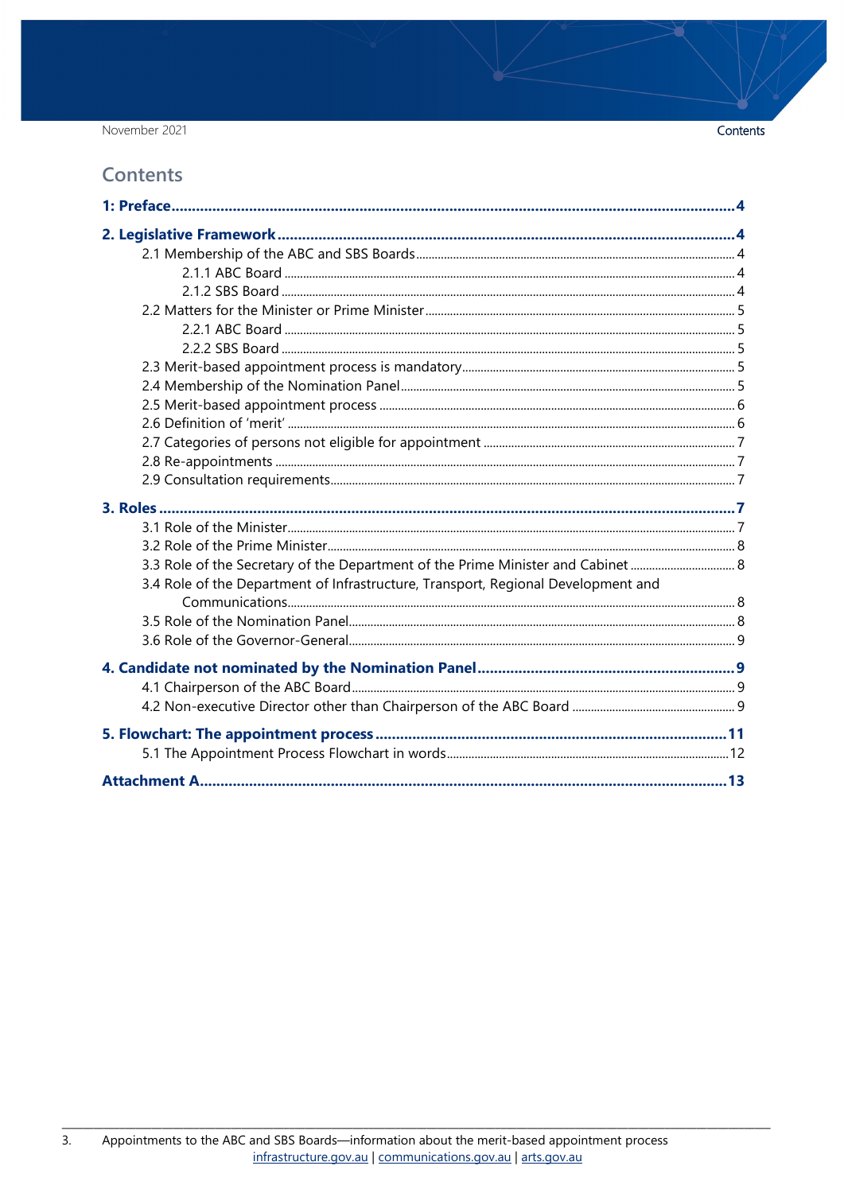# Contents

**1: Preface** 4

**2. Legislative Framework** 4

- 2.1 Membership of the ABC and SBS Boards 4
  - 2.1.1 ABC Board 4
  - 2.1.2 SBS Board 4
- 2.2 Matters for the Minister or Prime Minister 5
  - 2.2.1 ABC Board 5
  - 2.2.2 SBS Board 5
- 2.3 Merit-based appointment process is mandatory 5
- 2.4 Membership of the Nomination Panel 5
- 2.5 Merit-based appointment process 6
- 2.6 Definition of 'merit' 6
- 2.7 Categories of persons not eligible for appointment 7
- 2.8 Re-appointments 7
- 2.9 Consultation requirements 7

**3. Roles** 7

- 3.1 Role of the Minister 7
- 3.2 Role of the Prime Minister 8
- 3.3 Role of the Secretary of the Department of the Prime Minister and Cabinet 8
- 3.4 Role of the Department of Infrastructure, Transport, Regional Development and Communications 8
- 3.5 Role of the Nomination Panel 8
- 3.6 Role of the Governor-General 9

**4. Candidate not nominated by the Nomination Panel** 9

- 4.1 Chairperson of the ABC Board 9
- 4.2 Non-executive Director other than Chairperson of the ABC Board 9

**5. Flowchart: The appointment process** 11

- 5.1 The Appointment Process Flowchart in words 12

**Attachment A** 13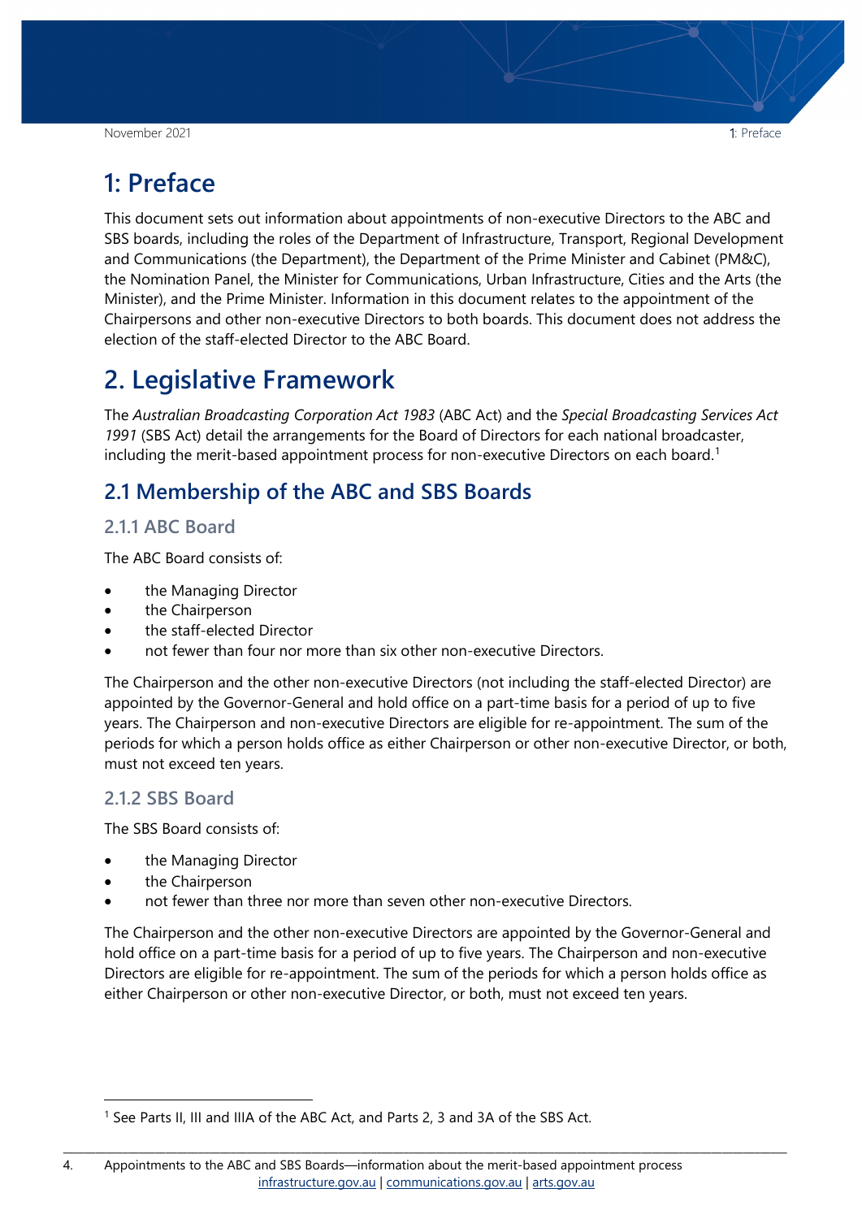# 1: Preface

This document sets out information about appointments of non-executive Directors to the ABC and SBS boards, including the roles of the Department of Infrastructure, Transport, Regional Development and Communications (the Department), the Department of the Prime Minister and Cabinet (PM&C), the Nomination Panel, the Minister for Communications, Urban Infrastructure, Cities and the Arts (the Minister), and the Prime Minister. Information in this document relates to the appointment of the Chairpersons and other non-executive Directors to both boards. This document does not address the election of the staff-elected Director to the ABC Board.

# 2. Legislative Framework

The *Australian Broadcasting Corporation Act 1983* (ABC Act) and the *Special Broadcasting Services Act 1991* (SBS Act) detail the arrangements for the Board of Directors for each national broadcaster, including the merit-based appointment process for non-executive Directors on each board.[1]

## 2.1 Membership of the ABC and SBS Boards

### 2.1.1 ABC Board

The ABC Board consists of:

- the Managing Director
- the Chairperson
- the staff-elected Director
- not fewer than four nor more than six other non-executive Directors.

The Chairperson and the other non-executive Directors (not including the staff-elected Director) are appointed by the Governor-General and hold office on a part-time basis for a period of up to five years. The Chairperson and non-executive Directors are eligible for re-appointment. The sum of the periods for which a person holds office as either Chairperson or other non-executive Director, or both, must not exceed ten years.

### 2.1.2 SBS Board

The SBS Board consists of:

- the Managing Director
- the Chairperson
- not fewer than three nor more than seven other non-executive Directors.

The Chairperson and the other non-executive Directors are appointed by the Governor-General and hold office on a part-time basis for a period of up to five years. The Chairperson and non-executive Directors are eligible for re-appointment. The sum of the periods for which a person holds office as either Chairperson or other non-executive Director, or both, must not exceed ten years.

---

[1] See Parts II, III and IIIA of the ABC Act, and Parts 2, 3 and 3A of the SBS Act.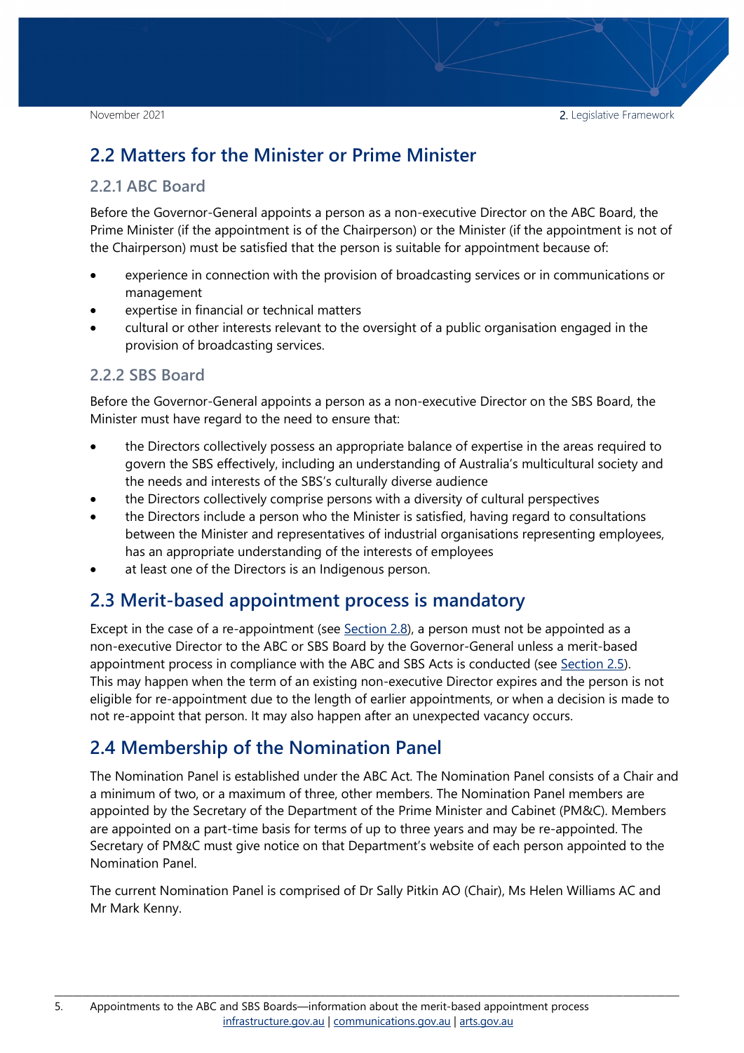## 2.2 Matters for the Minister or Prime Minister

### 2.2.1 ABC Board

Before the Governor-General appoints a person as a non-executive Director on the ABC Board, the Prime Minister (if the appointment is of the Chairperson) or the Minister (if the appointment is not of the Chairperson) must be satisfied that the person is suitable for appointment because of:

- experience in connection with the provision of broadcasting services or in communications or management
- expertise in financial or technical matters
- cultural or other interests relevant to the oversight of a public organisation engaged in the provision of broadcasting services.

### 2.2.2 SBS Board

Before the Governor-General appoints a person as a non-executive Director on the SBS Board, the Minister must have regard to the need to ensure that:

- the Directors collectively possess an appropriate balance of expertise in the areas required to govern the SBS effectively, including an understanding of Australia's multicultural society and the needs and interests of the SBS's culturally diverse audience
- the Directors collectively comprise persons with a diversity of cultural perspectives
- the Directors include a person who the Minister is satisfied, having regard to consultations between the Minister and representatives of industrial organisations representing employees, has an appropriate understanding of the interests of employees
- at least one of the Directors is an Indigenous person.

## 2.3 Merit-based appointment process is mandatory

Except in the case of a re-appointment (see Section 2.8), a person must not be appointed as a non-executive Director to the ABC or SBS Board by the Governor-General unless a merit-based appointment process in compliance with the ABC and SBS Acts is conducted (see Section 2.5). This may happen when the term of an existing non-executive Director expires and the person is not eligible for re-appointment due to the length of earlier appointments, or when a decision is made to not re-appoint that person. It may also happen after an unexpected vacancy occurs.

## 2.4 Membership of the Nomination Panel

The Nomination Panel is established under the ABC Act. The Nomination Panel consists of a Chair and a minimum of two, or a maximum of three, other members. The Nomination Panel members are appointed by the Secretary of the Department of the Prime Minister and Cabinet (PM&C). Members are appointed on a part-time basis for terms of up to three years and may be re-appointed. The Secretary of PM&C must give notice on that Department's website of each person appointed to the Nomination Panel.

The current Nomination Panel is comprised of Dr Sally Pitkin AO (Chair), Ms Helen Williams AC and Mr Mark Kenny.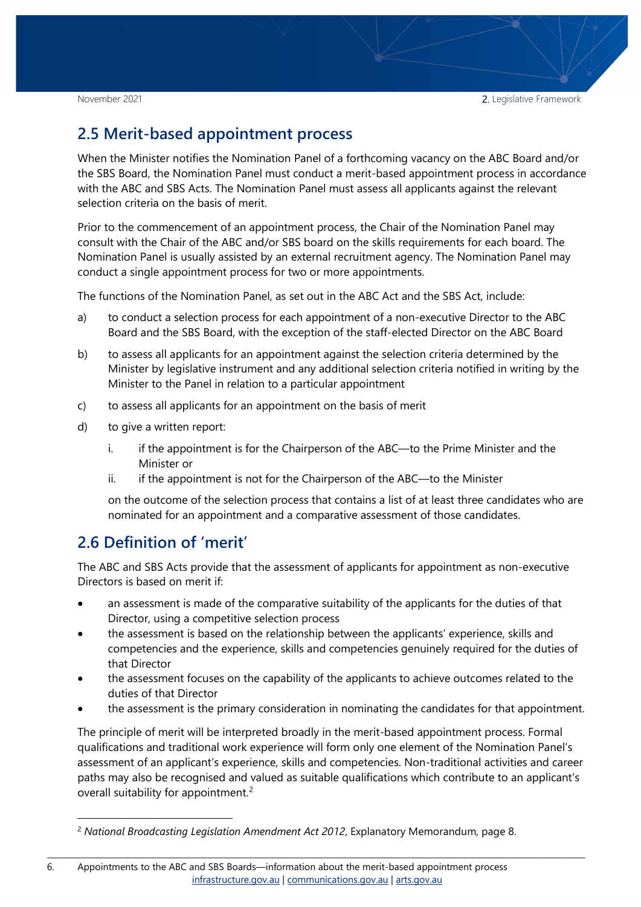## 2.5 Merit-based appointment process

When the Minister notifies the Nomination Panel of a forthcoming vacancy on the ABC Board and/or the SBS Board, the Nomination Panel must conduct a merit-based appointment process in accordance with the ABC and SBS Acts. The Nomination Panel must assess all applicants against the relevant selection criteria on the basis of merit.

Prior to the commencement of an appointment process, the Chair of the Nomination Panel may consult with the Chair of the ABC and/or SBS board on the skills requirements for each board. The Nomination Panel is usually assisted by an external recruitment agency. The Nomination Panel may conduct a single appointment process for two or more appointments.

The functions of the Nomination Panel, as set out in the ABC Act and the SBS Act, include:

a) to conduct a selection process for each appointment of a non-executive Director to the ABC Board and the SBS Board, with the exception of the staff-elected Director on the ABC Board

b) to assess all applicants for an appointment against the selection criteria determined by the Minister by legislative instrument and any additional selection criteria notified in writing by the Minister to the Panel in relation to a particular appointment

c) to assess all applicants for an appointment on the basis of merit

d) to give a written report:

   i. if the appointment is for the Chairperson of the ABC—to the Prime Minister and the Minister or

   ii. if the appointment is not for the Chairperson of the ABC—to the Minister

   on the outcome of the selection process that contains a list of at least three candidates who are nominated for an appointment and a comparative assessment of those candidates.

## 2.6 Definition of 'merit'

The ABC and SBS Acts provide that the assessment of applicants for appointment as non-executive Directors is based on merit if:

- an assessment is made of the comparative suitability of the applicants for the duties of that Director, using a competitive selection process
- the assessment is based on the relationship between the applicants' experience, skills and competencies and the experience, skills and competencies genuinely required for the duties of that Director
- the assessment focuses on the capability of the applicants to achieve outcomes related to the duties of that Director
- the assessment is the primary consideration in nominating the candidates for that appointment.

The principle of merit will be interpreted broadly in the merit-based appointment process. Formal qualifications and traditional work experience will form only one element of the Nomination Panel's assessment of an applicant's experience, skills and competencies. Non-traditional activities and career paths may also be recognised and valued as suitable qualifications which contribute to an applicant's overall suitability for appointment.[2]

[2] *National Broadcasting Legislation Amendment Act 2012*, Explanatory Memorandum, page 8.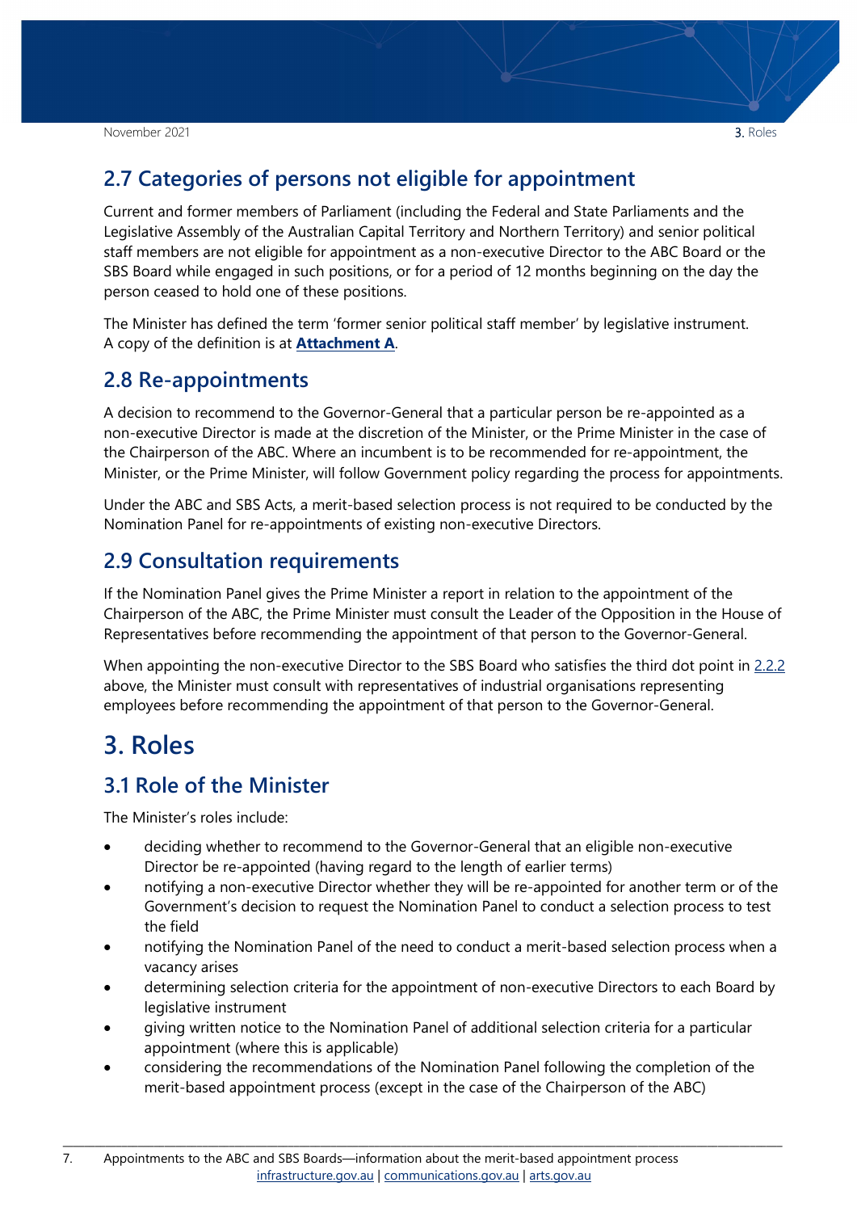## 2.7 Categories of persons not eligible for appointment

Current and former members of Parliament (including the Federal and State Parliaments and the Legislative Assembly of the Australian Capital Territory and Northern Territory) and senior political staff members are not eligible for appointment as a non-executive Director to the ABC Board or the SBS Board while engaged in such positions, or for a period of 12 months beginning on the day the person ceased to hold one of these positions.

The Minister has defined the term 'former senior political staff member' by legislative instrument. A copy of the definition is at **Attachment A**.

## 2.8 Re-appointments

A decision to recommend to the Governor-General that a particular person be re-appointed as a non-executive Director is made at the discretion of the Minister, or the Prime Minister in the case of the Chairperson of the ABC. Where an incumbent is to be recommended for re-appointment, the Minister, or the Prime Minister, will follow Government policy regarding the process for appointments.

Under the ABC and SBS Acts, a merit-based selection process is not required to be conducted by the Nomination Panel for re-appointments of existing non-executive Directors.

## 2.9 Consultation requirements

If the Nomination Panel gives the Prime Minister a report in relation to the appointment of the Chairperson of the ABC, the Prime Minister must consult the Leader of the Opposition in the House of Representatives before recommending the appointment of that person to the Governor-General.

When appointing the non-executive Director to the SBS Board who satisfies the third dot point in 2.2.2 above, the Minister must consult with representatives of industrial organisations representing employees before recommending the appointment of that person to the Governor-General.

# 3. Roles

## 3.1 Role of the Minister

The Minister's roles include:

- deciding whether to recommend to the Governor-General that an eligible non-executive Director be re-appointed (having regard to the length of earlier terms)
- notifying a non-executive Director whether they will be re-appointed for another term or of the Government's decision to request the Nomination Panel to conduct a selection process to test the field
- notifying the Nomination Panel of the need to conduct a merit-based selection process when a vacancy arises
- determining selection criteria for the appointment of non-executive Directors to each Board by legislative instrument
- giving written notice to the Nomination Panel of additional selection criteria for a particular appointment (where this is applicable)
- considering the recommendations of the Nomination Panel following the completion of the merit-based appointment process (except in the case of the Chairperson of the ABC)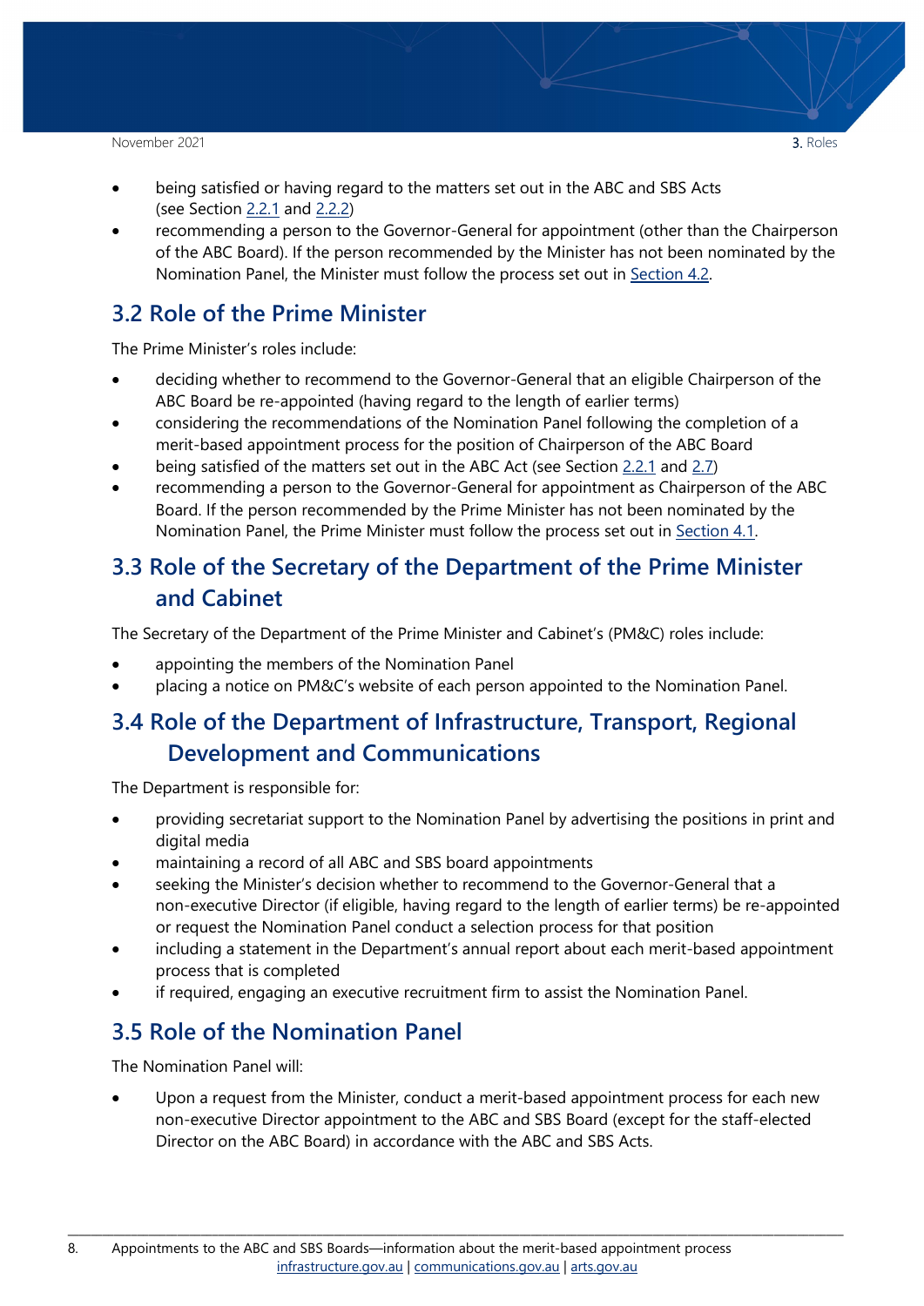- being satisfied or having regard to the matters set out in the ABC and SBS Acts (see Section 2.2.1 and 2.2.2)
- recommending a person to the Governor-General for appointment (other than the Chairperson of the ABC Board). If the person recommended by the Minister has not been nominated by the Nomination Panel, the Minister must follow the process set out in Section 4.2.

## 3.2 Role of the Prime Minister

The Prime Minister's roles include:

- deciding whether to recommend to the Governor-General that an eligible Chairperson of the ABC Board be re-appointed (having regard to the length of earlier terms)
- considering the recommendations of the Nomination Panel following the completion of a merit-based appointment process for the position of Chairperson of the ABC Board
- being satisfied of the matters set out in the ABC Act (see Section 2.2.1 and 2.7)
- recommending a person to the Governor-General for appointment as Chairperson of the ABC Board. If the person recommended by the Prime Minister has not been nominated by the Nomination Panel, the Prime Minister must follow the process set out in Section 4.1.

## 3.3 Role of the Secretary of the Department of the Prime Minister and Cabinet

The Secretary of the Department of the Prime Minister and Cabinet's (PM&C) roles include:

- appointing the members of the Nomination Panel
- placing a notice on PM&C's website of each person appointed to the Nomination Panel.

## 3.4 Role of the Department of Infrastructure, Transport, Regional Development and Communications

The Department is responsible for:

- providing secretariat support to the Nomination Panel by advertising the positions in print and digital media
- maintaining a record of all ABC and SBS board appointments
- seeking the Minister's decision whether to recommend to the Governor-General that a non-executive Director (if eligible, having regard to the length of earlier terms) be re-appointed or request the Nomination Panel conduct a selection process for that position
- including a statement in the Department's annual report about each merit-based appointment process that is completed
- if required, engaging an executive recruitment firm to assist the Nomination Panel.

## 3.5 Role of the Nomination Panel

The Nomination Panel will:

- Upon a request from the Minister, conduct a merit-based appointment process for each new non-executive Director appointment to the ABC and SBS Board (except for the staff-elected Director on the ABC Board) in accordance with the ABC and SBS Acts.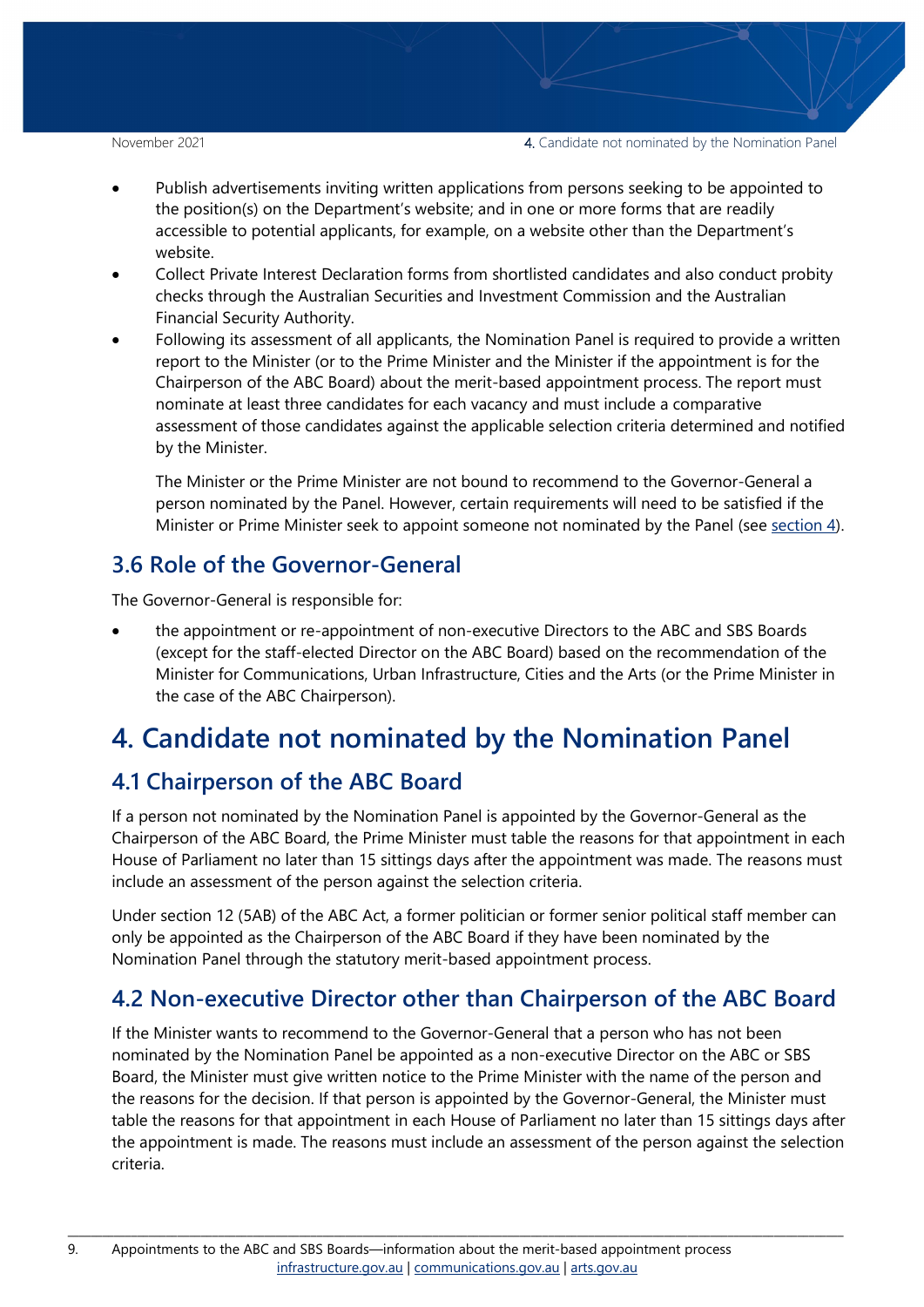- Publish advertisements inviting written applications from persons seeking to be appointed to the position(s) on the Department's website; and in one or more forms that are readily accessible to potential applicants, for example, on a website other than the Department's website.
- Collect Private Interest Declaration forms from shortlisted candidates and also conduct probity checks through the Australian Securities and Investment Commission and the Australian Financial Security Authority.
- Following its assessment of all applicants, the Nomination Panel is required to provide a written report to the Minister (or to the Prime Minister and the Minister if the appointment is for the Chairperson of the ABC Board) about the merit-based appointment process. The report must nominate at least three candidates for each vacancy and must include a comparative assessment of those candidates against the applicable selection criteria determined and notified by the Minister.

  The Minister or the Prime Minister are not bound to recommend to the Governor-General a person nominated by the Panel. However, certain requirements will need to be satisfied if the Minister or Prime Minister seek to appoint someone not nominated by the Panel (see section 4).

## 3.6 Role of the Governor-General

The Governor-General is responsible for:

- the appointment or re-appointment of non-executive Directors to the ABC and SBS Boards (except for the staff-elected Director on the ABC Board) based on the recommendation of the Minister for Communications, Urban Infrastructure, Cities and the Arts (or the Prime Minister in the case of the ABC Chairperson).

# 4. Candidate not nominated by the Nomination Panel

## 4.1 Chairperson of the ABC Board

If a person not nominated by the Nomination Panel is appointed by the Governor-General as the Chairperson of the ABC Board, the Prime Minister must table the reasons for that appointment in each House of Parliament no later than 15 sittings days after the appointment was made. The reasons must include an assessment of the person against the selection criteria.

Under section 12 (5AB) of the ABC Act, a former politician or former senior political staff member can only be appointed as the Chairperson of the ABC Board if they have been nominated by the Nomination Panel through the statutory merit-based appointment process.

## 4.2 Non-executive Director other than Chairperson of the ABC Board

If the Minister wants to recommend to the Governor-General that a person who has not been nominated by the Nomination Panel be appointed as a non-executive Director on the ABC or SBS Board, the Minister must give written notice to the Prime Minister with the name of the person and the reasons for the decision. If that person is appointed by the Governor-General, the Minister must table the reasons for that appointment in each House of Parliament no later than 15 sittings days after the appointment is made. The reasons must include an assessment of the person against the selection criteria.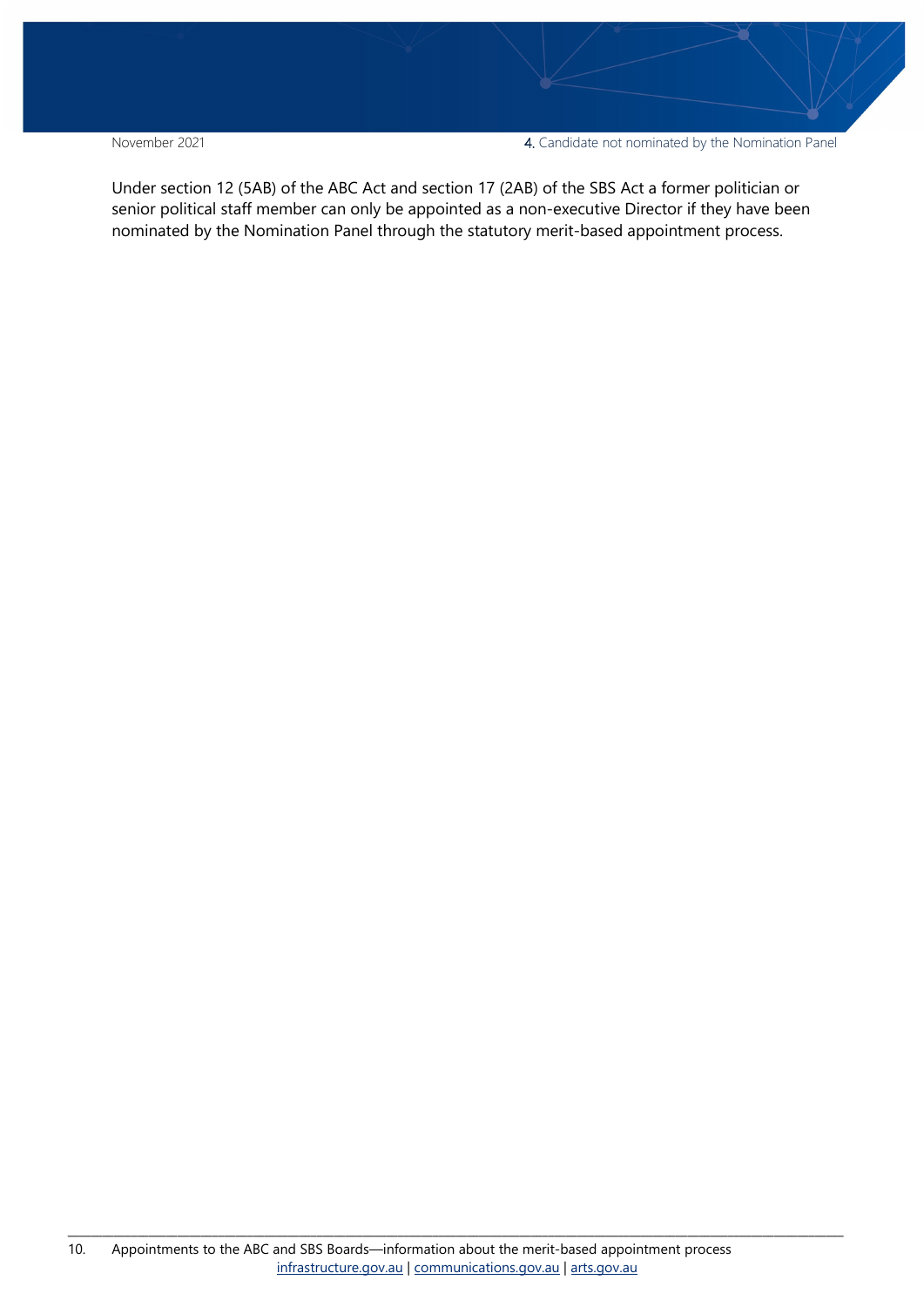Under section 12 (5AB) of the ABC Act and section 17 (2AB) of the SBS Act a former politician or senior political staff member can only be appointed as a non-executive Director if they have been nominated by the Nomination Panel through the statutory merit-based appointment process.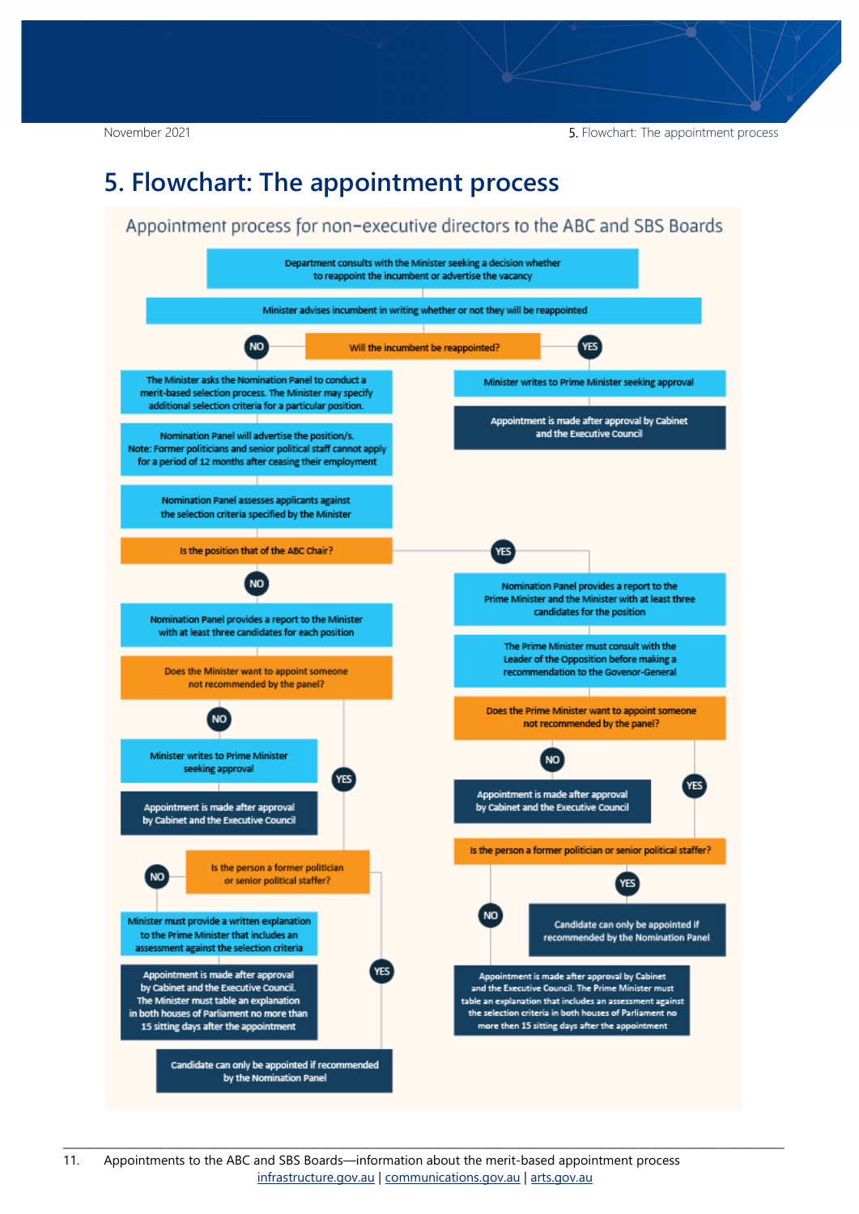# 5. Flowchart: The appointment process

## Appointment process for non-executive directors to the ABC and SBS Boards

Department consults with the Minister seeking a decision whether to reappoint the incumbent or advertise the vacancy

Minister advises incumbent in writing whether or not they will be reappointed

**Will the incumbent be reappointed?**

**YES:**

- Minister writes to Prime Minister seeking approval
- Appointment is made after approval by Cabinet and the Executive Council

**NO:**

- The Minister asks the Nomination Panel to conduct a merit-based selection process. The Minister may specify additional selection criteria for a particular position.
- Nomination Panel will advertise the position/s. Note: Former politicians and senior political staff cannot apply for a period of 12 months after ceasing their employment
- Nomination Panel assesses applicants against the selection criteria specified by the Minister

**Is the position that of the ABC Chair?**

**NO:**

- Nomination Panel provides a report to the Minister with at least three candidates for each position

**Does the Minister want to appoint someone not recommended by the panel?**

- **NO:**
  - Minister writes to Prime Minister seeking approval
  - Appointment is made after approval by Cabinet and the Executive Council
- **YES:** **Is the person a former politician or senior political staffer?**
  - **NO:**
    - Minister must provide a written explanation to the Prime Minister that includes an assessment against the selection criteria
    - Appointment is made after approval by Cabinet and the Executive Council. The Minister must table an explanation in both houses of Parliament no more than 15 sitting days after the appointment
  - **YES:** Candidate can only be appointed if recommended by the Nomination Panel

**YES:**

- Nomination Panel provides a report to the Prime Minister and the Minister with at least three candidates for the position
- The Prime Minister must consult with the Leader of the Opposition before making a recommendation to the Govenor-General

**Does the Prime Minister want to appoint someone not recommended by the panel?**

- **NO:** Appointment is made after approval by Cabinet and the Executive Council
- **YES:** **Is the person a former politician or senior political staffer?**
  - **YES:** Candidate can only be appointed if recommended by the Nomination Panel
  - **NO:** Appointment is made after approval by Cabinet and the Executive Council. The Prime Minister must table an explanation that includes an assessment against the selection criteria in both houses of Parliament no more then 15 sitting days after the appointment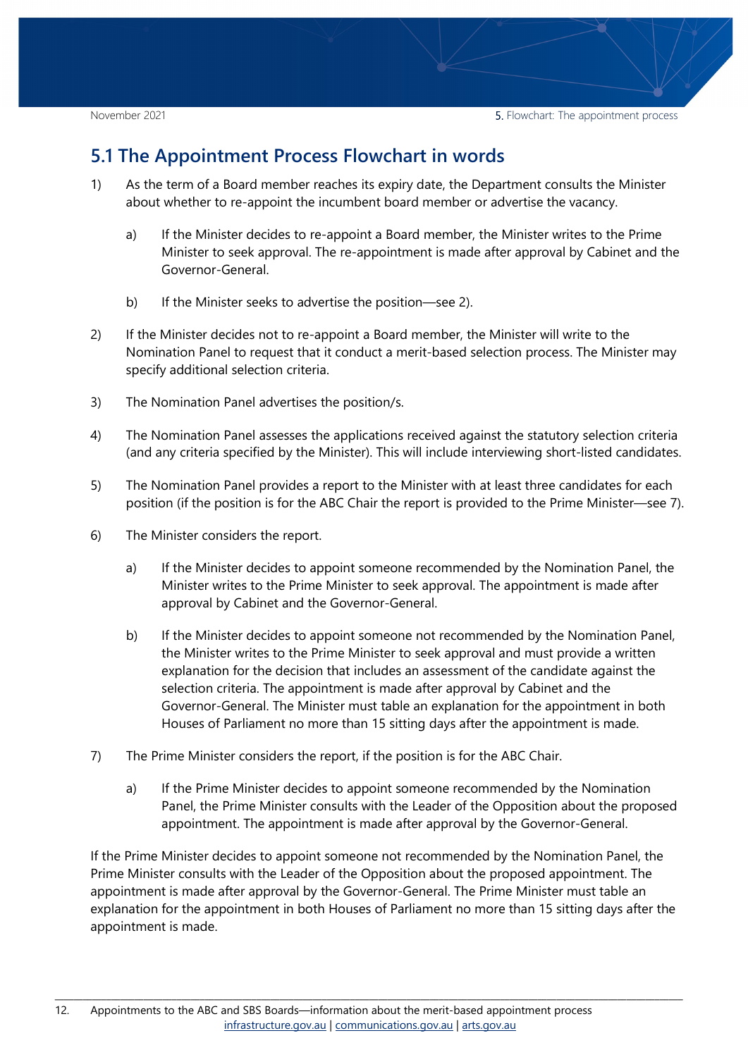## 5.1 The Appointment Process Flowchart in words

1) As the term of a Board member reaches its expiry date, the Department consults the Minister about whether to re-appoint the incumbent board member or advertise the vacancy.

    a) If the Minister decides to re-appoint a Board member, the Minister writes to the Prime Minister to seek approval. The re-appointment is made after approval by Cabinet and the Governor-General.

    b) If the Minister seeks to advertise the position—see 2).

2) If the Minister decides not to re-appoint a Board member, the Minister will write to the Nomination Panel to request that it conduct a merit-based selection process. The Minister may specify additional selection criteria.

3) The Nomination Panel advertises the position/s.

4) The Nomination Panel assesses the applications received against the statutory selection criteria (and any criteria specified by the Minister). This will include interviewing short-listed candidates.

5) The Nomination Panel provides a report to the Minister with at least three candidates for each position (if the position is for the ABC Chair the report is provided to the Prime Minister—see 7).

6) The Minister considers the report.

    a) If the Minister decides to appoint someone recommended by the Nomination Panel, the Minister writes to the Prime Minister to seek approval. The appointment is made after approval by Cabinet and the Governor-General.

    b) If the Minister decides to appoint someone not recommended by the Nomination Panel, the Minister writes to the Prime Minister to seek approval and must provide a written explanation for the decision that includes an assessment of the candidate against the selection criteria. The appointment is made after approval by Cabinet and the Governor-General. The Minister must table an explanation for the appointment in both Houses of Parliament no more than 15 sitting days after the appointment is made.

7) The Prime Minister considers the report, if the position is for the ABC Chair.

    a) If the Prime Minister decides to appoint someone recommended by the Nomination Panel, the Prime Minister consults with the Leader of the Opposition about the proposed appointment. The appointment is made after approval by the Governor-General.

If the Prime Minister decides to appoint someone not recommended by the Nomination Panel, the Prime Minister consults with the Leader of the Opposition about the proposed appointment. The appointment is made after approval by the Governor-General. The Prime Minister must table an explanation for the appointment in both Houses of Parliament no more than 15 sitting days after the appointment is made.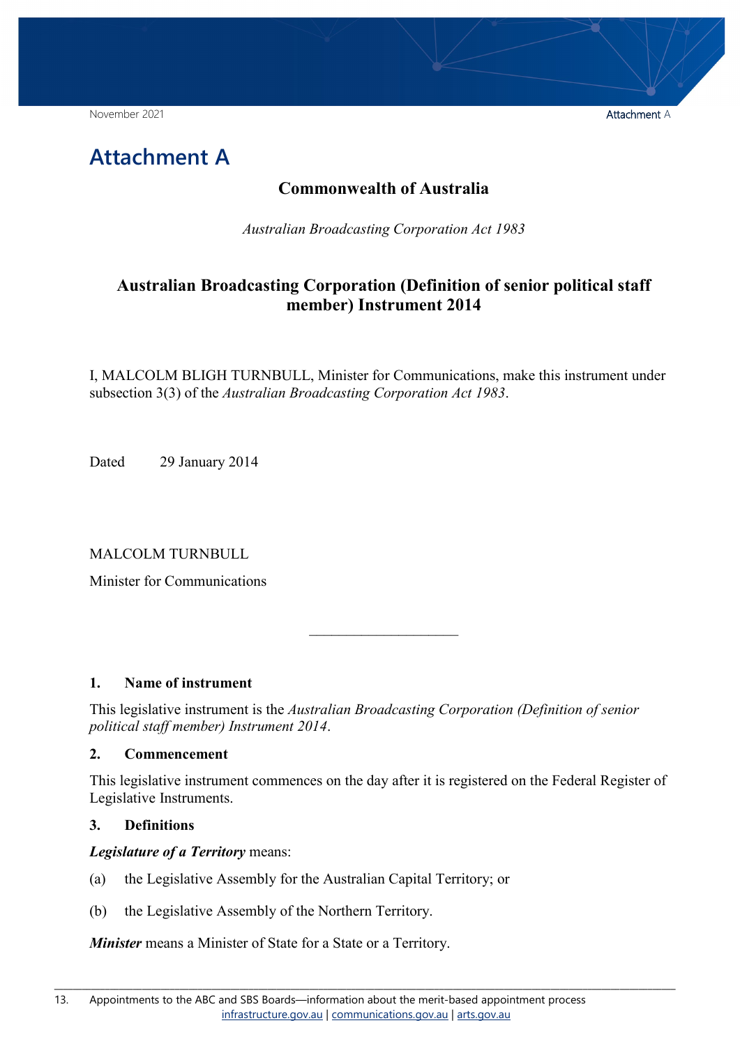# Attachment A

## Commonwealth of Australia

*Australian Broadcasting Corporation Act 1983*

## Australian Broadcasting Corporation (Definition of senior political staff member) Instrument 2014

I, MALCOLM BLIGH TURNBULL, Minister for Communications, make this instrument under subsection 3(3) of the *Australian Broadcasting Corporation Act 1983*.

Dated 29 January 2014

MALCOLM TURNBULL

Minister for Communications

---

### 1. Name of instrument

This legislative instrument is the *Australian Broadcasting Corporation (Definition of senior political staff member) Instrument 2014*.

### 2. Commencement

This legislative instrument commences on the day after it is registered on the Federal Register of Legislative Instruments.

### 3. Definitions

***Legislature of a Territory*** means:

(a) the Legislative Assembly for the Australian Capital Territory; or

(b) the Legislative Assembly of the Northern Territory.

***Minister*** means a Minister of State for a State or a Territory.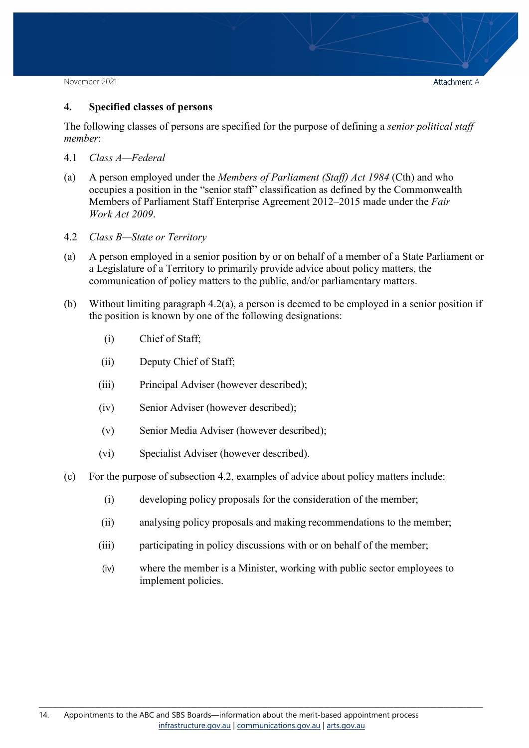## 4. Specified classes of persons

The following classes of persons are specified for the purpose of defining a *senior political staff member*:

4.1 *Class A—Federal*

(a) A person employed under the *Members of Parliament (Staff) Act 1984* (Cth) and who occupies a position in the "senior staff" classification as defined by the Commonwealth Members of Parliament Staff Enterprise Agreement 2012–2015 made under the *Fair Work Act 2009*.

4.2 *Class B—State or Territory*

(a) A person employed in a senior position by or on behalf of a member of a State Parliament or a Legislature of a Territory to primarily provide advice about policy matters, the communication of policy matters to the public, and/or parliamentary matters.

(b) Without limiting paragraph 4.2(a), a person is deemed to be employed in a senior position if the position is known by one of the following designations:

   (i) Chief of Staff;

   (ii) Deputy Chief of Staff;

   (iii) Principal Adviser (however described);

   (iv) Senior Adviser (however described);

   (v) Senior Media Adviser (however described);

   (vi) Specialist Adviser (however described).

(c) For the purpose of subsection 4.2, examples of advice about policy matters include:

   (i) developing policy proposals for the consideration of the member;

   (ii) analysing policy proposals and making recommendations to the member;

   (iii) participating in policy discussions with or on behalf of the member;

   (iv) where the member is a Minister, working with public sector employees to implement policies.